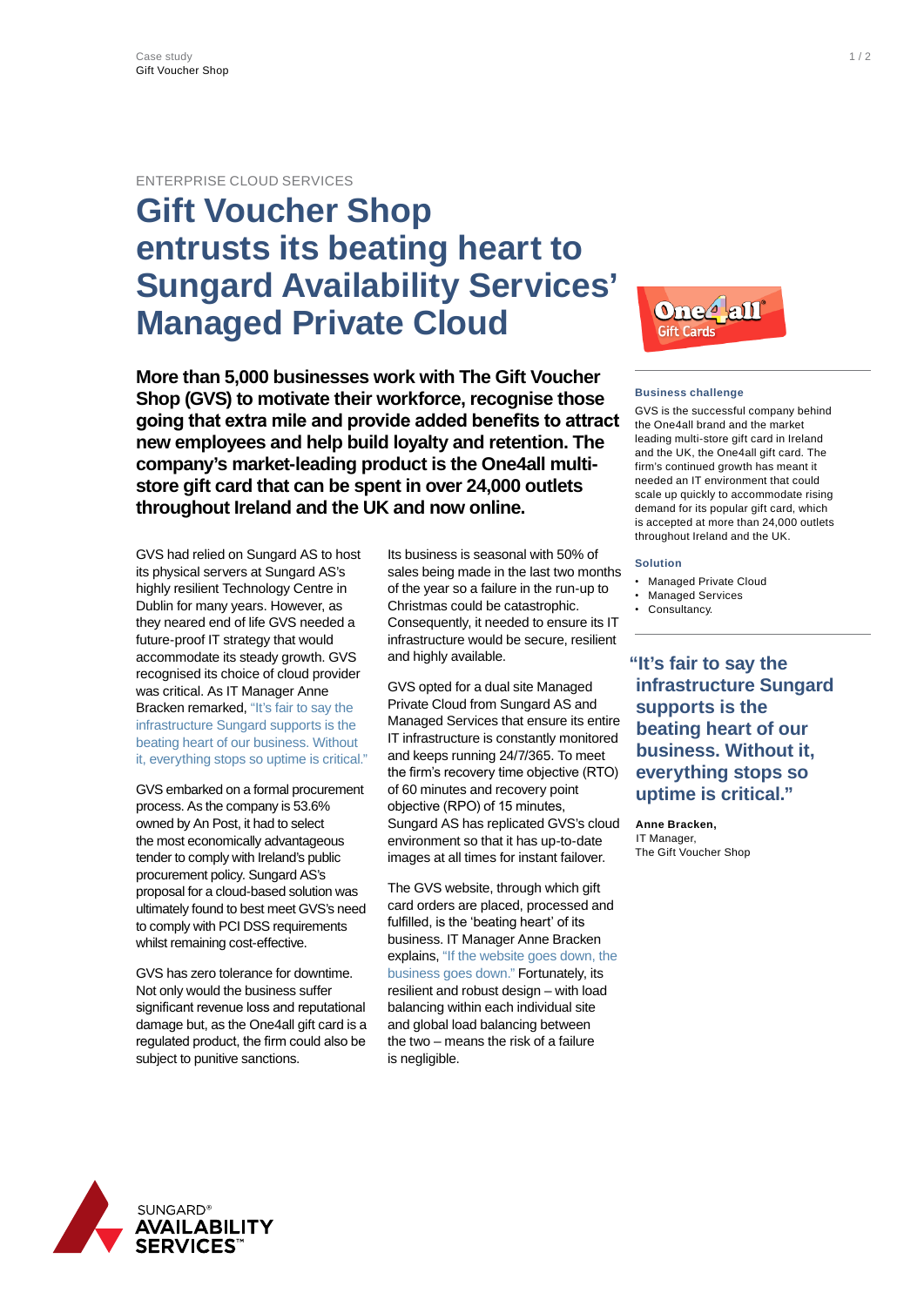ENTERPRISE CLOUD SERVICES

# Gift Voucher Shop entrusts its beating heart to Sungard Availability Services' Managed Private Cloud

**More than 5,000 businesses work with The Gift Voucher Shop (GVS) to motivate their workforce, recognise those going that extra mile and provide added benefits to attract new employees and help build loyalty and retention. The company's market-leading product is the One4all multi-store gift card that can be spent in over 24,000 outlets throughout Ireland and the UK and now online.**

GVS had relied on Sungard AS to host its physical servers at Sungard AS's highly resilient Technology Centre in Dublin for many years. However, as they neared end of life GVS needed a future-proof IT strategy that would accommodate its steady growth. GVS recognised its choice of cloud provider was critical. As IT Manager Anne Bracken remarked, "It's fair to say the infrastructure Sungard supports is the beating heart of our business. Without it, everything stops so uptime is critical."

GVS embarked on a formal procurement process. As the company is 53.6% owned by An Post, it had to select the most economically advantageous tender to comply with Ireland's public procurement policy. Sungard AS's proposal for a cloud-based solution was ultimately found to best meet GVS's need to comply with PCI DSS requirements whilst remaining cost-effective.

GVS has zero tolerance for downtime. Not only would the business suffer significant revenue loss and reputational damage but, as the One4all gift card is a regulated product, the firm could also be subject to punitive sanctions.

Its business is seasonal with 50% of sales being made in the last two months of the year so a failure in the run-up to Christmas could be catastrophic. Consequently, it needed to ensure its IT infrastructure would be secure, resilient and highly available.

GVS opted for a dual site Managed Private Cloud from Sungard AS and Managed Services that ensure its entire IT infrastructure is constantly monitored and keeps running 24/7/365. To meet the firm's recovery time objective (RTO) of 60 minutes and recovery point objective (RPO) of 15 minutes, Sungard AS has replicated GVS's cloud environment so that it has up-to-date images at all times for instant failover.

The GVS website, through which gift card orders are placed, processed and fulfilled, is the 'beating heart' of its business. IT Manager Anne Bracken explains, "If the website goes down, the business goes down." Fortunately, its resilient and robust design – with load balancing within each individual site and global load balancing between the two – means the risk of a failure is negligible.

### Business challenge

GVS is the successful company behind the One4all brand and the market leading multi-store gift card in Ireland and the UK, the One4all gift card. The firm's continued growth has meant it needed an IT environment that could scale up quickly to accommodate rising demand for its popular gift card, which is accepted at more than 24,000 outlets throughout Ireland and the UK.

### Solution

- Managed Private Cloud
- Managed Services
- Consultancy.

> **"It's fair to say the infrastructure Sungard supports is the beating heart of our business. Without it, everything stops so uptime is critical."**

**Anne Bracken,**
IT Manager,
The Gift Voucher Shop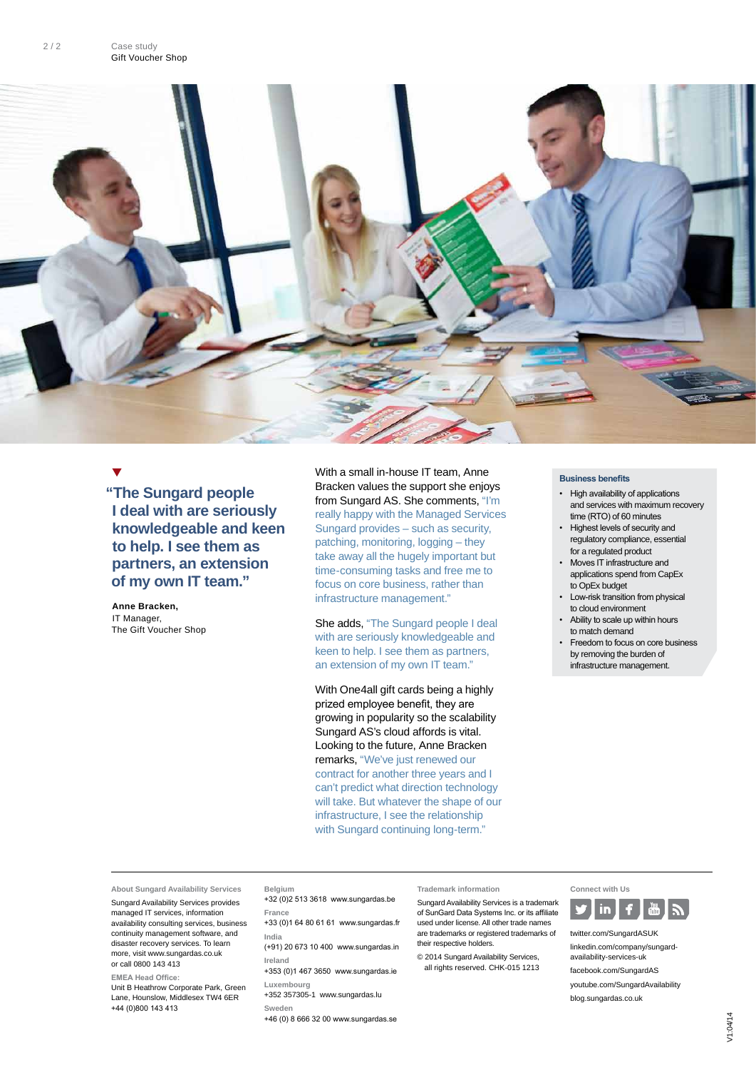> "The Sungard people I deal with are seriously knowledgeable and keen to help. I see them as partners, an extension of my own IT team."

**Anne Bracken,**
IT Manager,
The Gift Voucher Shop

With a small in-house IT team, Anne Bracken values the support she enjoys from Sungard AS. She comments, "I'm really happy with the Managed Services Sungard provides – such as security, patching, monitoring, logging – they take away all the hugely important but time-consuming tasks and free me to focus on core business, rather than infrastructure management."

She adds, "The Sungard people I deal with are seriously knowledgeable and keen to help. I see them as partners, an extension of my own IT team."

With One4all gift cards being a highly prized employee benefit, they are growing in popularity so the scalability Sungard AS's cloud affords is vital. Looking to the future, Anne Bracken remarks, "We've just renewed our contract for another three years and I can't predict what direction technology will take. But whatever the shape of our infrastructure, I see the relationship with Sungard continuing long-term."

### Business benefits

- High availability of applications and services with maximum recovery time (RTO) of 60 minutes
- Highest levels of security and regulatory compliance, essential for a regulated product
- Moves IT infrastructure and applications spend from CapEx to OpEx budget
- Low-risk transition from physical to cloud environment
- Ability to scale up within hours to match demand
- Freedom to focus on core business by removing the burden of infrastructure management.

---

**About Sungard Availability Services**

Sungard Availability Services provides managed IT services, information availability consulting services, business continuity management software, and disaster recovery services. To learn more, visit www.sungardas.co.uk or call 0800 143 413

**EMEA Head Office:**
Unit B Heathrow Corporate Park, Green Lane, Hounslow, Middlesex TW4 6ER
+44 (0)800 143 413

**Belgium**
+32 (0)2 513 3618 www.sungardas.be

**France**
+33 (0)1 64 80 61 61 www.sungardas.fr

**India**
(+91) 20 673 10 400 www.sungardas.in

**Ireland**
+353 (0)1 467 3650 www.sungardas.ie

**Luxembourg**
+352 357305-1 www.sungardas.lu

**Sweden**
+46 (0) 8 666 32 00 www.sungardas.se

**Trademark information**

Sungard Availability Services is a trademark of SunGard Data Systems Inc. or its affiliate used under license. All other trade names are trademarks or registered trademarks of their respective holders.

© 2014 Sungard Availability Services, all rights reserved. CHK-015 1213

**Connect with Us**

twitter.com/SungardASUK
linkedin.com/company/sungard-availability-services-uk
facebook.com/SungardAS
youtube.com/SungardAvailability
blog.sungardas.co.uk

V1:04/14